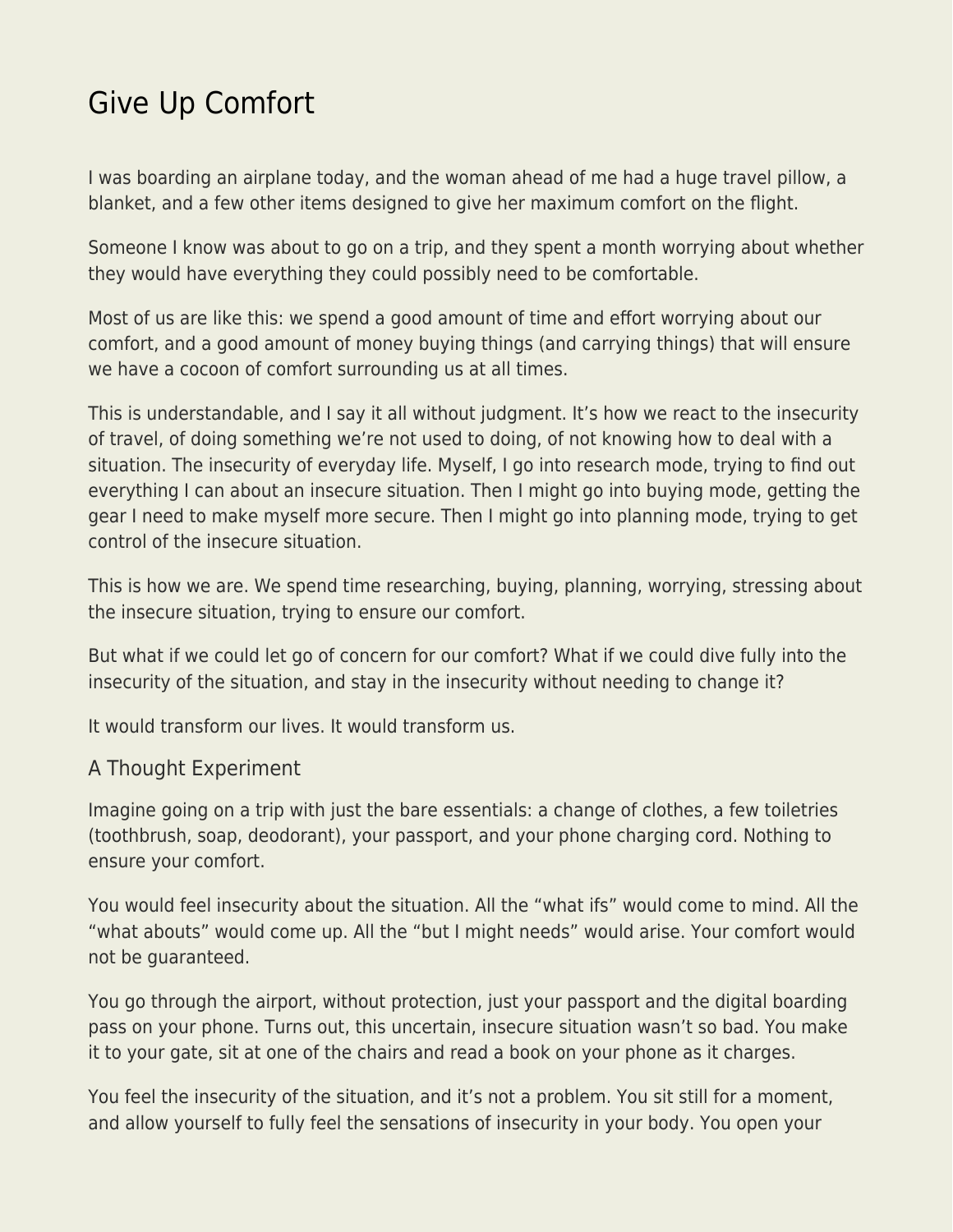# Give Up Comfort

I was boarding an airplane today, and the woman ahead of me had a huge travel pillow, a blanket, and a few other items designed to give her maximum comfort on the flight.

Someone I know was about to go on a trip, and they spent a month worrying about whether they would have everything they could possibly need to be comfortable.

Most of us are like this: we spend a good amount of time and effort worrying about our comfort, and a good amount of money buying things (and carrying things) that will ensure we have a cocoon of comfort surrounding us at all times.

This is understandable, and I say it all without judgment. It's how we react to the insecurity of travel, of doing something we're not used to doing, of not knowing how to deal with a situation. The insecurity of everyday life. Myself, I go into research mode, trying to find out everything I can about an insecure situation. Then I might go into buying mode, getting the gear I need to make myself more secure. Then I might go into planning mode, trying to get control of the insecure situation.

This is how we are. We spend time researching, buying, planning, worrying, stressing about the insecure situation, trying to ensure our comfort.

But what if we could let go of concern for our comfort? What if we could dive fully into the insecurity of the situation, and stay in the insecurity without needing to change it?

It would transform our lives. It would transform us.

## A Thought Experiment

Imagine going on a trip with just the bare essentials: a change of clothes, a few toiletries (toothbrush, soap, deodorant), your passport, and your phone charging cord. Nothing to ensure your comfort.

You would feel insecurity about the situation. All the "what ifs" would come to mind. All the "what abouts" would come up. All the "but I might needs" would arise. Your comfort would not be guaranteed.

You go through the airport, without protection, just your passport and the digital boarding pass on your phone. Turns out, this uncertain, insecure situation wasn't so bad. You make it to your gate, sit at one of the chairs and read a book on your phone as it charges.

You feel the insecurity of the situation, and it's not a problem. You sit still for a moment, and allow yourself to fully feel the sensations of insecurity in your body. You open your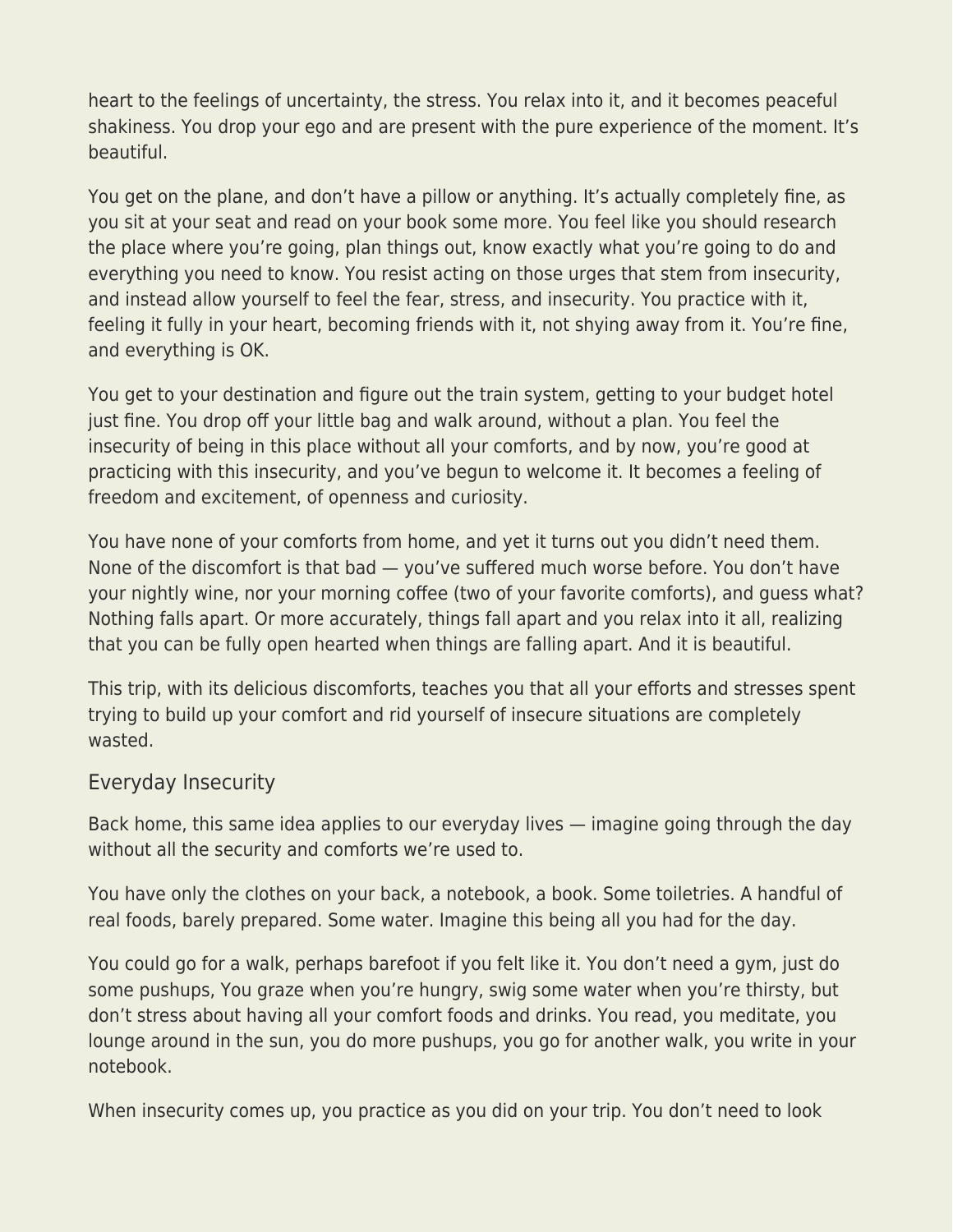heart to the feelings of uncertainty, the stress. You relax into it, and it becomes peaceful shakiness. You drop your ego and are present with the pure experience of the moment. It's beautiful.

You get on the plane, and don't have a pillow or anything. It's actually completely fine, as you sit at your seat and read on your book some more. You feel like you should research the place where you're going, plan things out, know exactly what you're going to do and everything you need to know. You resist acting on those urges that stem from insecurity, and instead allow yourself to feel the fear, stress, and insecurity. You practice with it, feeling it fully in your heart, becoming friends with it, not shying away from it. You're fine, and everything is OK.

You get to your destination and figure out the train system, getting to your budget hotel just fine. You drop off your little bag and walk around, without a plan. You feel the insecurity of being in this place without all your comforts, and by now, you're good at practicing with this insecurity, and you've begun to welcome it. It becomes a feeling of freedom and excitement, of openness and curiosity.

You have none of your comforts from home, and yet it turns out you didn't need them. None of the discomfort is that bad — you've suffered much worse before. You don't have your nightly wine, nor your morning coffee (two of your favorite comforts), and guess what? Nothing falls apart. Or more accurately, things fall apart and you relax into it all, realizing that you can be fully open hearted when things are falling apart. And it is beautiful.

This trip, with its delicious discomforts, teaches you that all your efforts and stresses spent trying to build up your comfort and rid yourself of insecure situations are completely wasted.

## Everyday Insecurity

Back home, this same idea applies to our everyday lives — imagine going through the day without all the security and comforts we're used to.

You have only the clothes on your back, a notebook, a book. Some toiletries. A handful of real foods, barely prepared. Some water. Imagine this being all you had for the day.

You could go for a walk, perhaps barefoot if you felt like it. You don't need a gym, just do some pushups, You graze when you're hungry, swig some water when you're thirsty, but don't stress about having all your comfort foods and drinks. You read, you meditate, you lounge around in the sun, you do more pushups, you go for another walk, you write in your notebook.

When insecurity comes up, you practice as you did on your trip. You don't need to look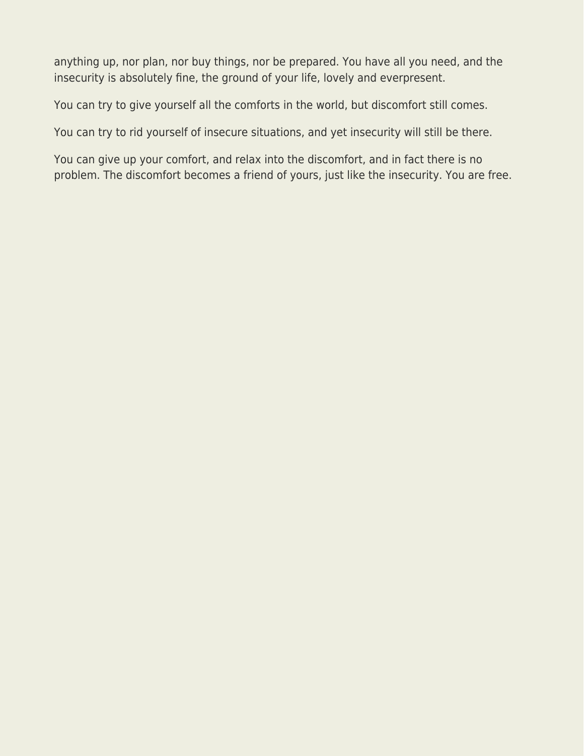anything up, nor plan, nor buy things, nor be prepared. You have all you need, and the insecurity is absolutely fine, the ground of your life, lovely and everpresent.

You can try to give yourself all the comforts in the world, but discomfort still comes.

You can try to rid yourself of insecure situations, and yet insecurity will still be there.

You can give up your comfort, and relax into the discomfort, and in fact there is no problem. The discomfort becomes a friend of yours, just like the insecurity. You are free.